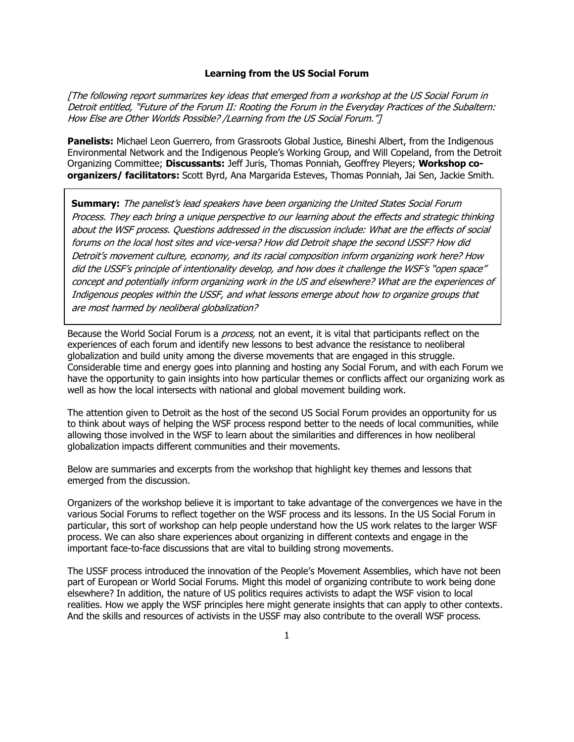# Learning from the US Social Forum

*[The following report summarizes key ideas that emerged from a workshop at the US Social Forum in Detroit entitled, "Future of the Forum II: Rooting the Forum in the Everyday Practices of the Subaltern: How Else are Other Worlds Possible? /Learning from the US Social Forum."]*

**Panelists:** Michael Leon Guerrero, from Grassroots Global Justice, Bineshi Albert, from the Indigenous Environmental Network and the Indigenous People's Working Group, and Will Copeland, from the Detroit Organizing Committee; **Discussants:** Jeff Juris, Thomas Ponniah, Geoffrey Pleyers; **Workshop co-organizers/ facilitators:** Scott Byrd, Ana Margarida Esteves, Thomas Ponniah, Jai Sen, Jackie Smith.

**Summary:** *The panelist's lead speakers have been organizing the United States Social Forum Process. They each bring a unique perspective to our learning about the effects and strategic thinking about the WSF process. Questions addressed in the discussion include: What are the effects of social forums on the local host sites and vice-versa? How did Detroit shape the second USSF? How did Detroit's movement culture, economy, and its racial composition inform organizing work here? How did the USSF's principle of intentionality develop, and how does it challenge the WSF's "open space" concept and potentially inform organizing work in the US and elsewhere? What are the experiences of Indigenous peoples within the USSF, and what lessons emerge about how to organize groups that are most harmed by neoliberal globalization?*

Because the World Social Forum is a *process,* not an event, it is vital that participants reflect on the experiences of each forum and identify new lessons to best advance the resistance to neoliberal globalization and build unity among the diverse movements that are engaged in this struggle. Considerable time and energy goes into planning and hosting any Social Forum, and with each Forum we have the opportunity to gain insights into how particular themes or conflicts affect our organizing work as well as how the local intersects with national and global movement building work.

The attention given to Detroit as the host of the second US Social Forum provides an opportunity for us to think about ways of helping the WSF process respond better to the needs of local communities, while allowing those involved in the WSF to learn about the similarities and differences in how neoliberal globalization impacts different communities and their movements.

Below are summaries and excerpts from the workshop that highlight key themes and lessons that emerged from the discussion.

Organizers of the workshop believe it is important to take advantage of the convergences we have in the various Social Forums to reflect together on the WSF process and its lessons. In the US Social Forum in particular, this sort of workshop can help people understand how the US work relates to the larger WSF process. We can also share experiences about organizing in different contexts and engage in the important face-to-face discussions that are vital to building strong movements.

The USSF process introduced the innovation of the People's Movement Assemblies, which have not been part of European or World Social Forums. Might this model of organizing contribute to work being done elsewhere? In addition, the nature of US politics requires activists to adapt the WSF vision to local realities. How we apply the WSF principles here might generate insights that can apply to other contexts. And the skills and resources of activists in the USSF may also contribute to the overall WSF process.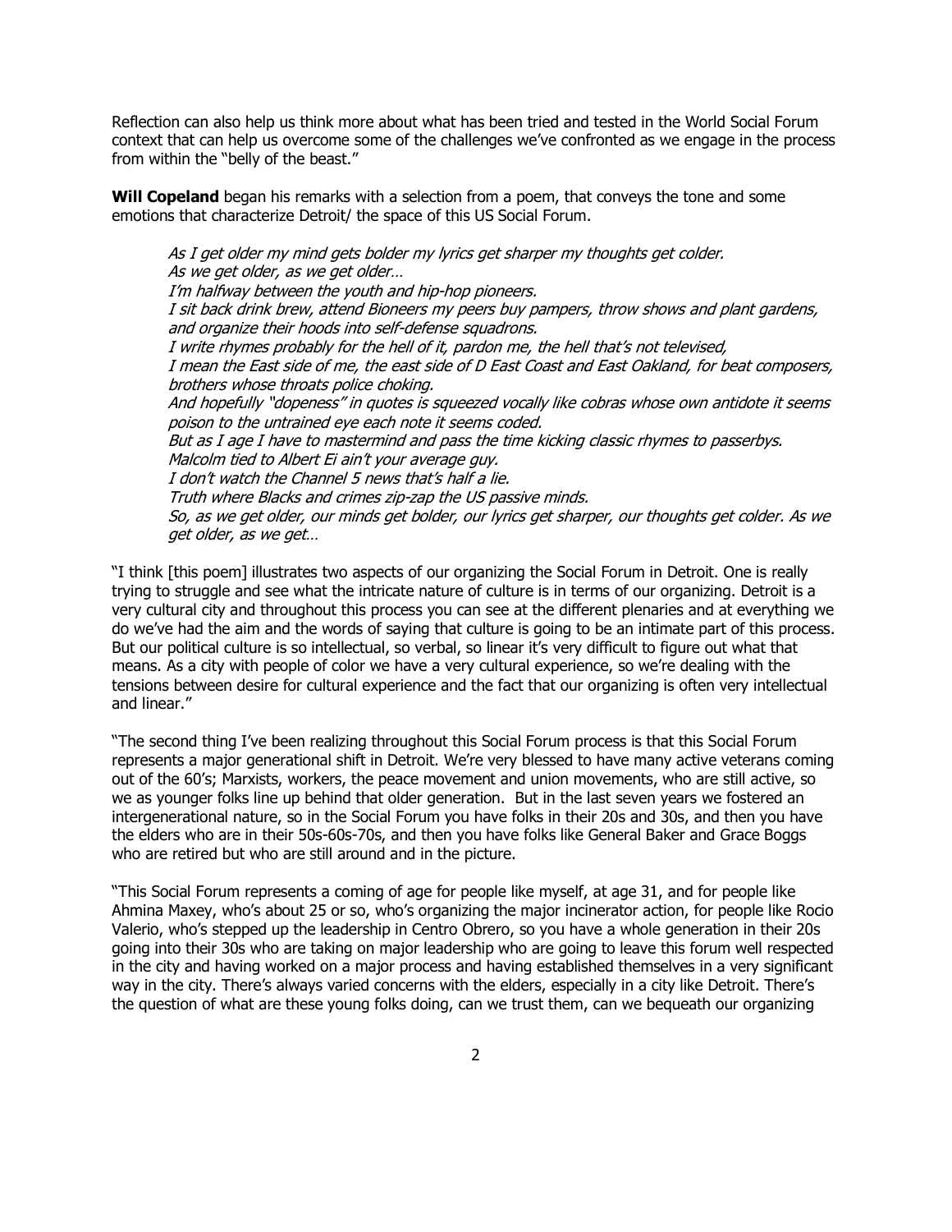Reflection can also help us think more about what has been tried and tested in the World Social Forum context that can help us overcome some of the challenges we've confronted as we engage in the process from within the "belly of the beast."

**Will Copeland** began his remarks with a selection from a poem, that conveys the tone and some emotions that characterize Detroit/ the space of this US Social Forum.

> *As I get older my mind gets bolder my lyrics get sharper my thoughts get colder.*
> *As we get older, as we get older…*
> *I'm halfway between the youth and hip-hop pioneers.*
> *I sit back drink brew, attend Bioneers my peers buy pampers, throw shows and plant gardens, and organize their hoods into self-defense squadrons.*
> *I write rhymes probably for the hell of it, pardon me, the hell that's not televised,*
> *I mean the East side of me, the east side of D East Coast and East Oakland, for beat composers, brothers whose throats police choking.*
> *And hopefully "dopeness" in quotes is squeezed vocally like cobras whose own antidote it seems poison to the untrained eye each note it seems coded.*
> *But as I age I have to mastermind and pass the time kicking classic rhymes to passerbys.*
> *Malcolm tied to Albert Ei ain't your average guy.*
> *I don't watch the Channel 5 news that's half a lie.*
> *Truth where Blacks and crimes zip-zap the US passive minds.*
> *So, as we get older, our minds get bolder, our lyrics get sharper, our thoughts get colder. As we get older, as we get…*

"I think [this poem] illustrates two aspects of our organizing the Social Forum in Detroit. One is really trying to struggle and see what the intricate nature of culture is in terms of our organizing. Detroit is a very cultural city and throughout this process you can see at the different plenaries and at everything we do we've had the aim and the words of saying that culture is going to be an intimate part of this process. But our political culture is so intellectual, so verbal, so linear it's very difficult to figure out what that means. As a city with people of color we have a very cultural experience, so we're dealing with the tensions between desire for cultural experience and the fact that our organizing is often very intellectual and linear."

"The second thing I've been realizing throughout this Social Forum process is that this Social Forum represents a major generational shift in Detroit. We're very blessed to have many active veterans coming out of the 60's; Marxists, workers, the peace movement and union movements, who are still active, so we as younger folks line up behind that older generation. But in the last seven years we fostered an intergenerational nature, so in the Social Forum you have folks in their 20s and 30s, and then you have the elders who are in their 50s-60s-70s, and then you have folks like General Baker and Grace Boggs who are retired but who are still around and in the picture.

"This Social Forum represents a coming of age for people like myself, at age 31, and for people like Ahmina Maxey, who's about 25 or so, who's organizing the major incinerator action, for people like Rocio Valerio, who's stepped up the leadership in Centro Obrero, so you have a whole generation in their 20s going into their 30s who are taking on major leadership who are going to leave this forum well respected in the city and having worked on a major process and having established themselves in a very significant way in the city. There's always varied concerns with the elders, especially in a city like Detroit. There's the question of what are these young folks doing, can we trust them, can we bequeath our organizing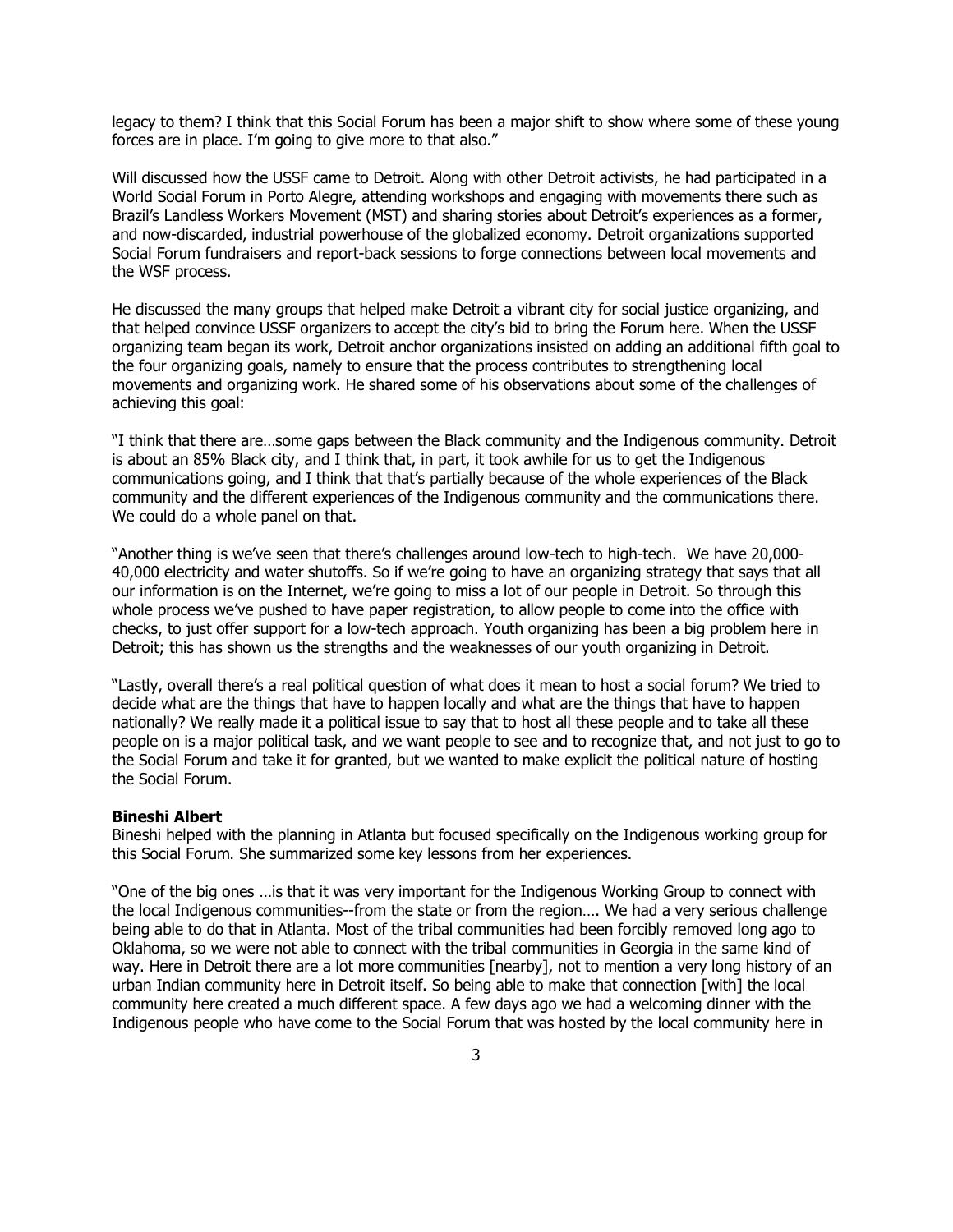legacy to them? I think that this Social Forum has been a major shift to show where some of these young forces are in place. I'm going to give more to that also."

Will discussed how the USSF came to Detroit. Along with other Detroit activists, he had participated in a World Social Forum in Porto Alegre, attending workshops and engaging with movements there such as Brazil's Landless Workers Movement (MST) and sharing stories about Detroit's experiences as a former, and now-discarded, industrial powerhouse of the globalized economy. Detroit organizations supported Social Forum fundraisers and report-back sessions to forge connections between local movements and the WSF process.

He discussed the many groups that helped make Detroit a vibrant city for social justice organizing, and that helped convince USSF organizers to accept the city's bid to bring the Forum here. When the USSF organizing team began its work, Detroit anchor organizations insisted on adding an additional fifth goal to the four organizing goals, namely to ensure that the process contributes to strengthening local movements and organizing work. He shared some of his observations about some of the challenges of achieving this goal:

"I think that there are…some gaps between the Black community and the Indigenous community. Detroit is about an 85% Black city, and I think that, in part, it took awhile for us to get the Indigenous communications going, and I think that that's partially because of the whole experiences of the Black community and the different experiences of the Indigenous community and the communications there. We could do a whole panel on that.

"Another thing is we've seen that there's challenges around low-tech to high-tech. We have 20,000-40,000 electricity and water shutoffs. So if we're going to have an organizing strategy that says that all our information is on the Internet, we're going to miss a lot of our people in Detroit. So through this whole process we've pushed to have paper registration, to allow people to come into the office with checks, to just offer support for a low-tech approach. Youth organizing has been a big problem here in Detroit; this has shown us the strengths and the weaknesses of our youth organizing in Detroit.

"Lastly, overall there's a real political question of what does it mean to host a social forum? We tried to decide what are the things that have to happen locally and what are the things that have to happen nationally? We really made it a political issue to say that to host all these people and to take all these people on is a major political task, and we want people to see and to recognize that, and not just to go to the Social Forum and take it for granted, but we wanted to make explicit the political nature of hosting the Social Forum.

**Bineshi Albert**

Bineshi helped with the planning in Atlanta but focused specifically on the Indigenous working group for this Social Forum. She summarized some key lessons from her experiences.

"One of the big ones …is that it was very important for the Indigenous Working Group to connect with the local Indigenous communities--from the state or from the region…. We had a very serious challenge being able to do that in Atlanta. Most of the tribal communities had been forcibly removed long ago to Oklahoma, so we were not able to connect with the tribal communities in Georgia in the same kind of way. Here in Detroit there are a lot more communities [nearby], not to mention a very long history of an urban Indian community here in Detroit itself. So being able to make that connection [with] the local community here created a much different space. A few days ago we had a welcoming dinner with the Indigenous people who have come to the Social Forum that was hosted by the local community here in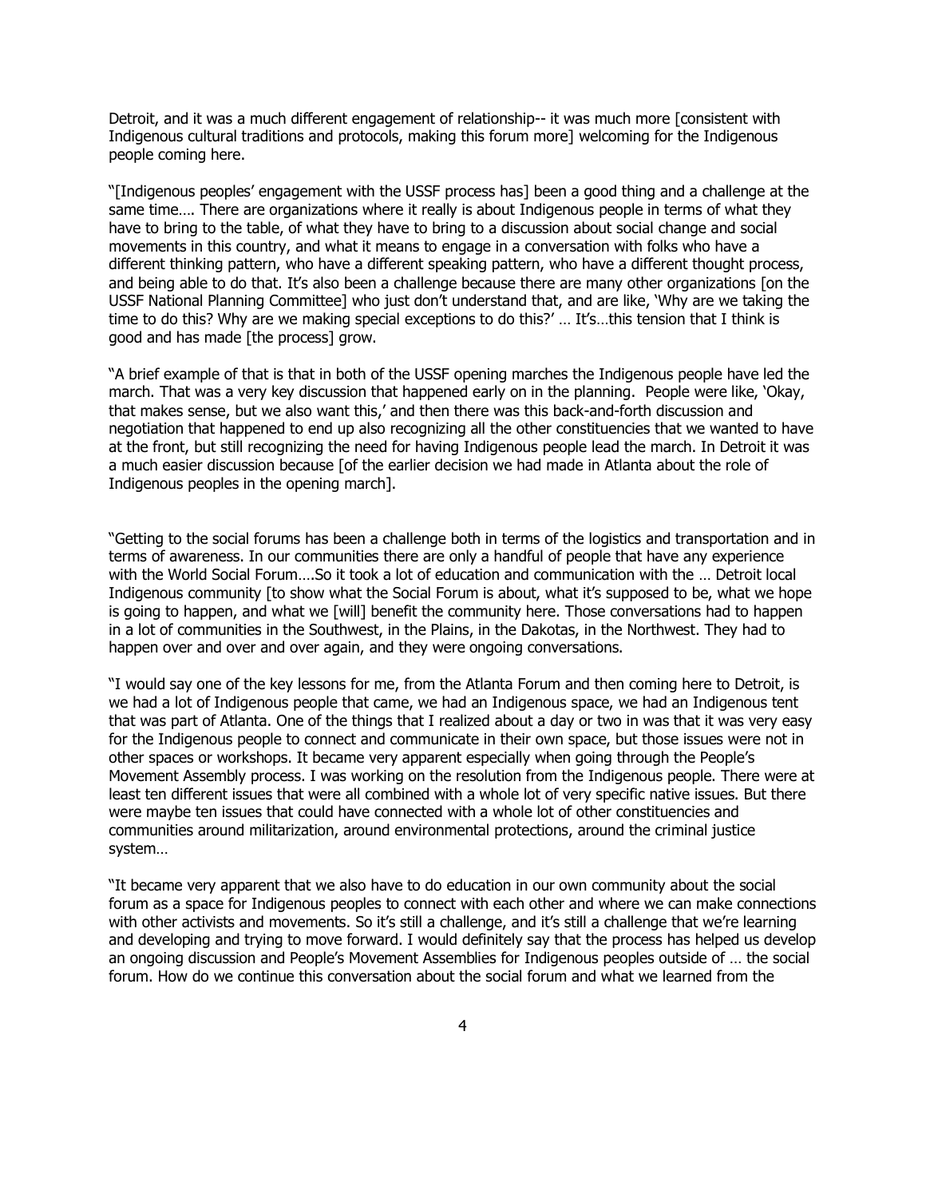Detroit, and it was a much different engagement of relationship-- it was much more [consistent with Indigenous cultural traditions and protocols, making this forum more] welcoming for the Indigenous people coming here.

"[Indigenous peoples' engagement with the USSF process has] been a good thing and a challenge at the same time…. There are organizations where it really is about Indigenous people in terms of what they have to bring to the table, of what they have to bring to a discussion about social change and social movements in this country, and what it means to engage in a conversation with folks who have a different thinking pattern, who have a different speaking pattern, who have a different thought process, and being able to do that. It's also been a challenge because there are many other organizations [on the USSF National Planning Committee] who just don't understand that, and are like, 'Why are we taking the time to do this? Why are we making special exceptions to do this?' … It's…this tension that I think is good and has made [the process] grow.

"A brief example of that is that in both of the USSF opening marches the Indigenous people have led the march. That was a very key discussion that happened early on in the planning. People were like, 'Okay, that makes sense, but we also want this,' and then there was this back-and-forth discussion and negotiation that happened to end up also recognizing all the other constituencies that we wanted to have at the front, but still recognizing the need for having Indigenous people lead the march. In Detroit it was a much easier discussion because [of the earlier decision we had made in Atlanta about the role of Indigenous peoples in the opening march].

"Getting to the social forums has been a challenge both in terms of the logistics and transportation and in terms of awareness. In our communities there are only a handful of people that have any experience with the World Social Forum….So it took a lot of education and communication with the … Detroit local Indigenous community [to show what the Social Forum is about, what it's supposed to be, what we hope is going to happen, and what we [will] benefit the community here. Those conversations had to happen in a lot of communities in the Southwest, in the Plains, in the Dakotas, in the Northwest. They had to happen over and over and over again, and they were ongoing conversations.

"I would say one of the key lessons for me, from the Atlanta Forum and then coming here to Detroit, is we had a lot of Indigenous people that came, we had an Indigenous space, we had an Indigenous tent that was part of Atlanta. One of the things that I realized about a day or two in was that it was very easy for the Indigenous people to connect and communicate in their own space, but those issues were not in other spaces or workshops. It became very apparent especially when going through the People's Movement Assembly process. I was working on the resolution from the Indigenous people. There were at least ten different issues that were all combined with a whole lot of very specific native issues. But there were maybe ten issues that could have connected with a whole lot of other constituencies and communities around militarization, around environmental protections, around the criminal justice system…

"It became very apparent that we also have to do education in our own community about the social forum as a space for Indigenous peoples to connect with each other and where we can make connections with other activists and movements. So it's still a challenge, and it's still a challenge that we're learning and developing and trying to move forward. I would definitely say that the process has helped us develop an ongoing discussion and People's Movement Assemblies for Indigenous peoples outside of … the social forum. How do we continue this conversation about the social forum and what we learned from the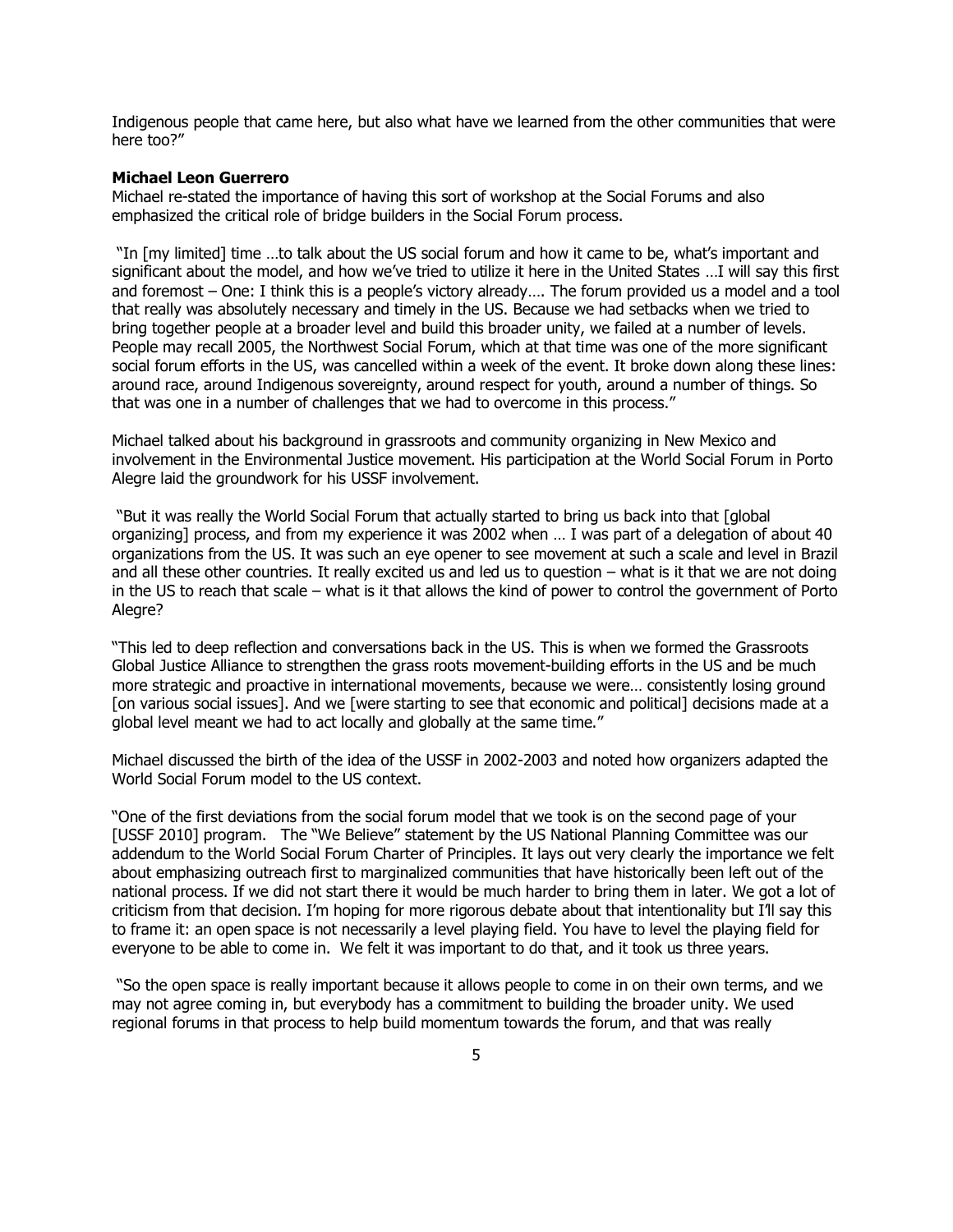Indigenous people that came here, but also what have we learned from the other communities that were here too?"

**Michael Leon Guerrero**

Michael re-stated the importance of having this sort of workshop at the Social Forums and also emphasized the critical role of bridge builders in the Social Forum process.

"In [my limited] time …to talk about the US social forum and how it came to be, what's important and significant about the model, and how we've tried to utilize it here in the United States …I will say this first and foremost – One: I think this is a people's victory already…. The forum provided us a model and a tool that really was absolutely necessary and timely in the US. Because we had setbacks when we tried to bring together people at a broader level and build this broader unity, we failed at a number of levels. People may recall 2005, the Northwest Social Forum, which at that time was one of the more significant social forum efforts in the US, was cancelled within a week of the event. It broke down along these lines: around race, around Indigenous sovereignty, around respect for youth, around a number of things. So that was one in a number of challenges that we had to overcome in this process."

Michael talked about his background in grassroots and community organizing in New Mexico and involvement in the Environmental Justice movement. His participation at the World Social Forum in Porto Alegre laid the groundwork for his USSF involvement.

"But it was really the World Social Forum that actually started to bring us back into that [global organizing] process, and from my experience it was 2002 when … I was part of a delegation of about 40 organizations from the US. It was such an eye opener to see movement at such a scale and level in Brazil and all these other countries. It really excited us and led us to question – what is it that we are not doing in the US to reach that scale – what is it that allows the kind of power to control the government of Porto Alegre?

"This led to deep reflection and conversations back in the US. This is when we formed the Grassroots Global Justice Alliance to strengthen the grass roots movement-building efforts in the US and be much more strategic and proactive in international movements, because we were… consistently losing ground [on various social issues]. And we [were starting to see that economic and political] decisions made at a global level meant we had to act locally and globally at the same time."

Michael discussed the birth of the idea of the USSF in 2002-2003 and noted how organizers adapted the World Social Forum model to the US context.

"One of the first deviations from the social forum model that we took is on the second page of your [USSF 2010] program. The "We Believe" statement by the US National Planning Committee was our addendum to the World Social Forum Charter of Principles. It lays out very clearly the importance we felt about emphasizing outreach first to marginalized communities that have historically been left out of the national process. If we did not start there it would be much harder to bring them in later. We got a lot of criticism from that decision. I'm hoping for more rigorous debate about that intentionality but I'll say this to frame it: an open space is not necessarily a level playing field. You have to level the playing field for everyone to be able to come in. We felt it was important to do that, and it took us three years.

"So the open space is really important because it allows people to come in on their own terms, and we may not agree coming in, but everybody has a commitment to building the broader unity. We used regional forums in that process to help build momentum towards the forum, and that was really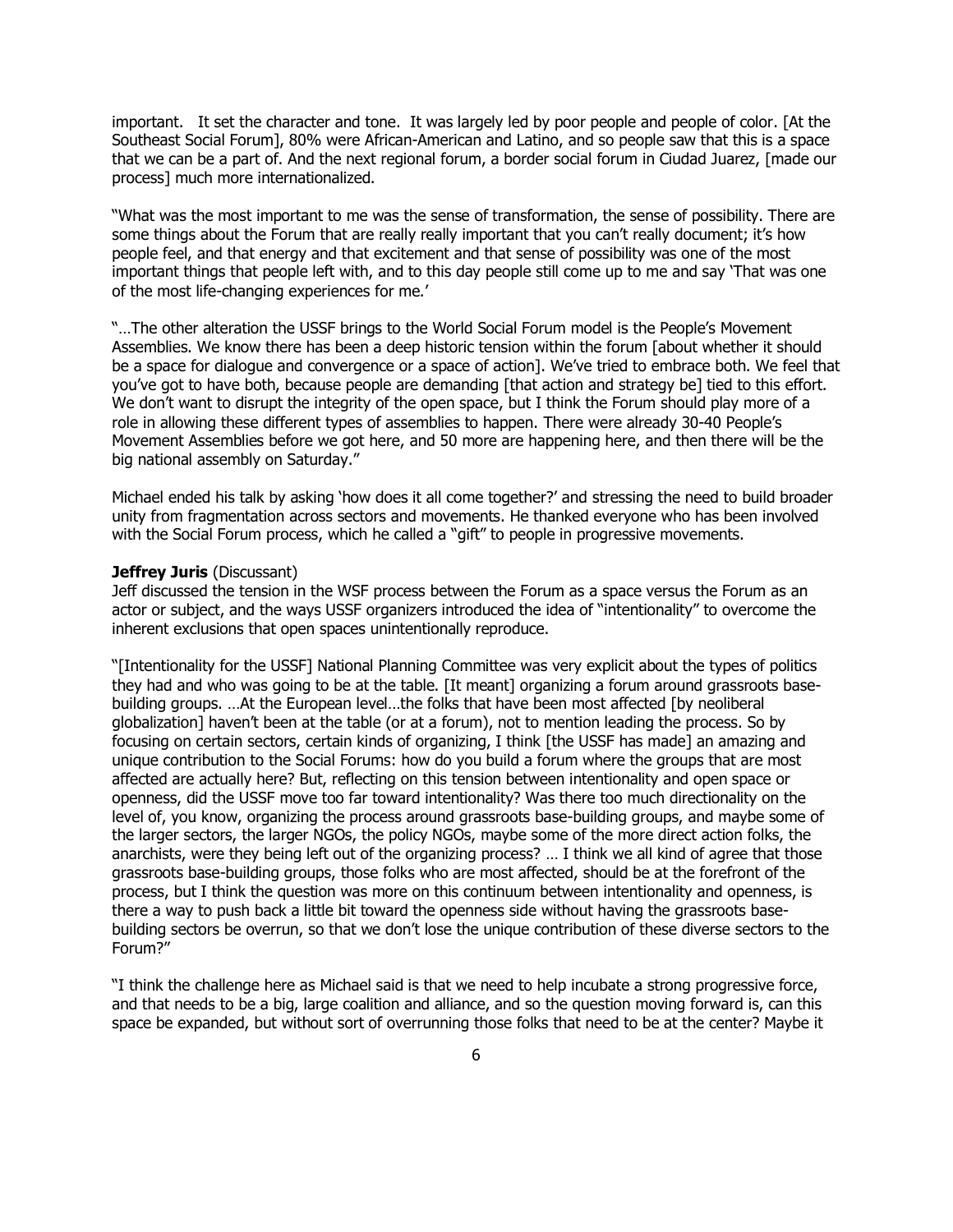important. It set the character and tone. It was largely led by poor people and people of color. [At the Southeast Social Forum], 80% were African-American and Latino, and so people saw that this is a space that we can be a part of. And the next regional forum, a border social forum in Ciudad Juarez, [made our process] much more internationalized.

"What was the most important to me was the sense of transformation, the sense of possibility. There are some things about the Forum that are really really important that you can't really document; it's how people feel, and that energy and that excitement and that sense of possibility was one of the most important things that people left with, and to this day people still come up to me and say 'That was one of the most life-changing experiences for me.'

"…The other alteration the USSF brings to the World Social Forum model is the People's Movement Assemblies. We know there has been a deep historic tension within the forum [about whether it should be a space for dialogue and convergence or a space of action]. We've tried to embrace both. We feel that you've got to have both, because people are demanding [that action and strategy be] tied to this effort. We don't want to disrupt the integrity of the open space, but I think the Forum should play more of a role in allowing these different types of assemblies to happen. There were already 30-40 People's Movement Assemblies before we got here, and 50 more are happening here, and then there will be the big national assembly on Saturday."

Michael ended his talk by asking 'how does it all come together?' and stressing the need to build broader unity from fragmentation across sectors and movements. He thanked everyone who has been involved with the Social Forum process, which he called a "gift" to people in progressive movements.

**Jeffrey Juris** (Discussant)
Jeff discussed the tension in the WSF process between the Forum as a space versus the Forum as an actor or subject, and the ways USSF organizers introduced the idea of "intentionality" to overcome the inherent exclusions that open spaces unintentionally reproduce.

"[Intentionality for the USSF] National Planning Committee was very explicit about the types of politics they had and who was going to be at the table. [It meant] organizing a forum around grassroots base-building groups. …At the European level…the folks that have been most affected [by neoliberal globalization] haven't been at the table (or at a forum), not to mention leading the process. So by focusing on certain sectors, certain kinds of organizing, I think [the USSF has made] an amazing and unique contribution to the Social Forums: how do you build a forum where the groups that are most affected are actually here? But, reflecting on this tension between intentionality and open space or openness, did the USSF move too far toward intentionality? Was there too much directionality on the level of, you know, organizing the process around grassroots base-building groups, and maybe some of the larger sectors, the larger NGOs, the policy NGOs, maybe some of the more direct action folks, the anarchists, were they being left out of the organizing process? … I think we all kind of agree that those grassroots base-building groups, those folks who are most affected, should be at the forefront of the process, but I think the question was more on this continuum between intentionality and openness, is there a way to push back a little bit toward the openness side without having the grassroots base-building sectors be overrun, so that we don't lose the unique contribution of these diverse sectors to the Forum?"

"I think the challenge here as Michael said is that we need to help incubate a strong progressive force, and that needs to be a big, large coalition and alliance, and so the question moving forward is, can this space be expanded, but without sort of overrunning those folks that need to be at the center? Maybe it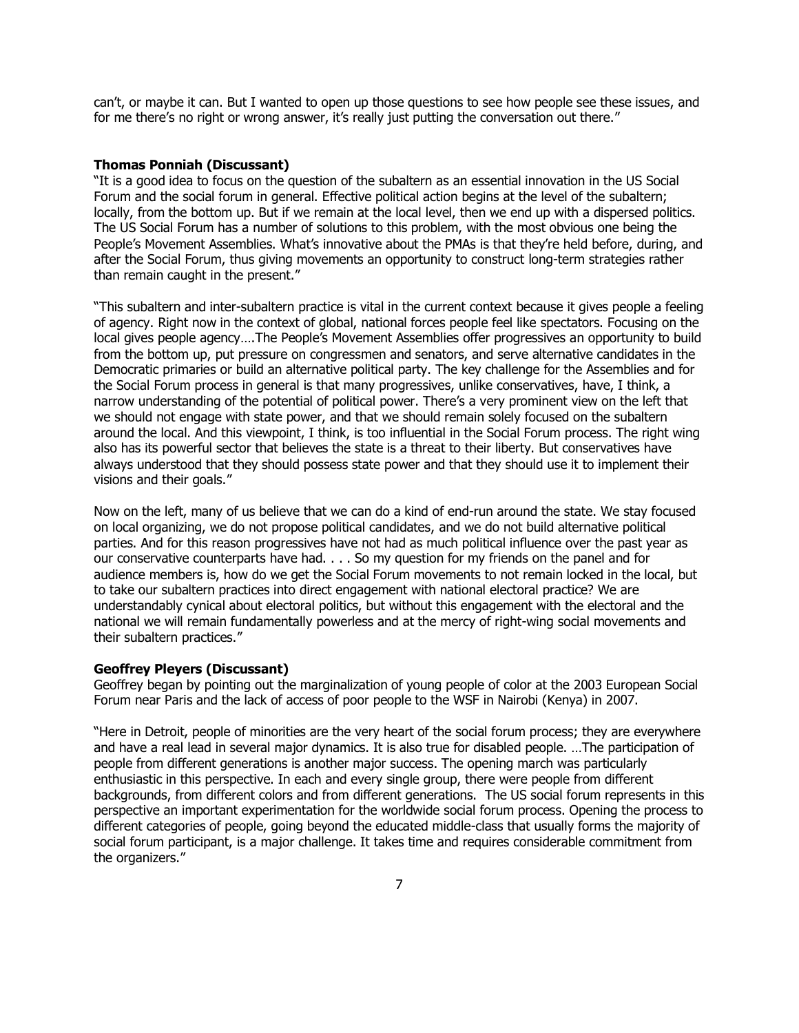can't, or maybe it can. But I wanted to open up those questions to see how people see these issues, and for me there's no right or wrong answer, it's really just putting the conversation out there."

**Thomas Ponniah (Discussant)**

"It is a good idea to focus on the question of the subaltern as an essential innovation in the US Social Forum and the social forum in general. Effective political action begins at the level of the subaltern; locally, from the bottom up. But if we remain at the local level, then we end up with a dispersed politics. The US Social Forum has a number of solutions to this problem, with the most obvious one being the People's Movement Assemblies. What's innovative about the PMAs is that they're held before, during, and after the Social Forum, thus giving movements an opportunity to construct long-term strategies rather than remain caught in the present."

"This subaltern and inter-subaltern practice is vital in the current context because it gives people a feeling of agency. Right now in the context of global, national forces people feel like spectators. Focusing on the local gives people agency….The People's Movement Assemblies offer progressives an opportunity to build from the bottom up, put pressure on congressmen and senators, and serve alternative candidates in the Democratic primaries or build an alternative political party. The key challenge for the Assemblies and for the Social Forum process in general is that many progressives, unlike conservatives, have, I think, a narrow understanding of the potential of political power. There's a very prominent view on the left that we should not engage with state power, and that we should remain solely focused on the subaltern around the local. And this viewpoint, I think, is too influential in the Social Forum process. The right wing also has its powerful sector that believes the state is a threat to their liberty. But conservatives have always understood that they should possess state power and that they should use it to implement their visions and their goals."

Now on the left, many of us believe that we can do a kind of end-run around the state. We stay focused on local organizing, we do not propose political candidates, and we do not build alternative political parties. And for this reason progressives have not had as much political influence over the past year as our conservative counterparts have had. . . . So my question for my friends on the panel and for audience members is, how do we get the Social Forum movements to not remain locked in the local, but to take our subaltern practices into direct engagement with national electoral practice? We are understandably cynical about electoral politics, but without this engagement with the electoral and the national we will remain fundamentally powerless and at the mercy of right-wing social movements and their subaltern practices."

**Geoffrey Pleyers (Discussant)**

Geoffrey began by pointing out the marginalization of young people of color at the 2003 European Social Forum near Paris and the lack of access of poor people to the WSF in Nairobi (Kenya) in 2007.

"Here in Detroit, people of minorities are the very heart of the social forum process; they are everywhere and have a real lead in several major dynamics. It is also true for disabled people. …The participation of people from different generations is another major success. The opening march was particularly enthusiastic in this perspective. In each and every single group, there were people from different backgrounds, from different colors and from different generations. The US social forum represents in this perspective an important experimentation for the worldwide social forum process. Opening the process to different categories of people, going beyond the educated middle-class that usually forms the majority of social forum participant, is a major challenge. It takes time and requires considerable commitment from the organizers."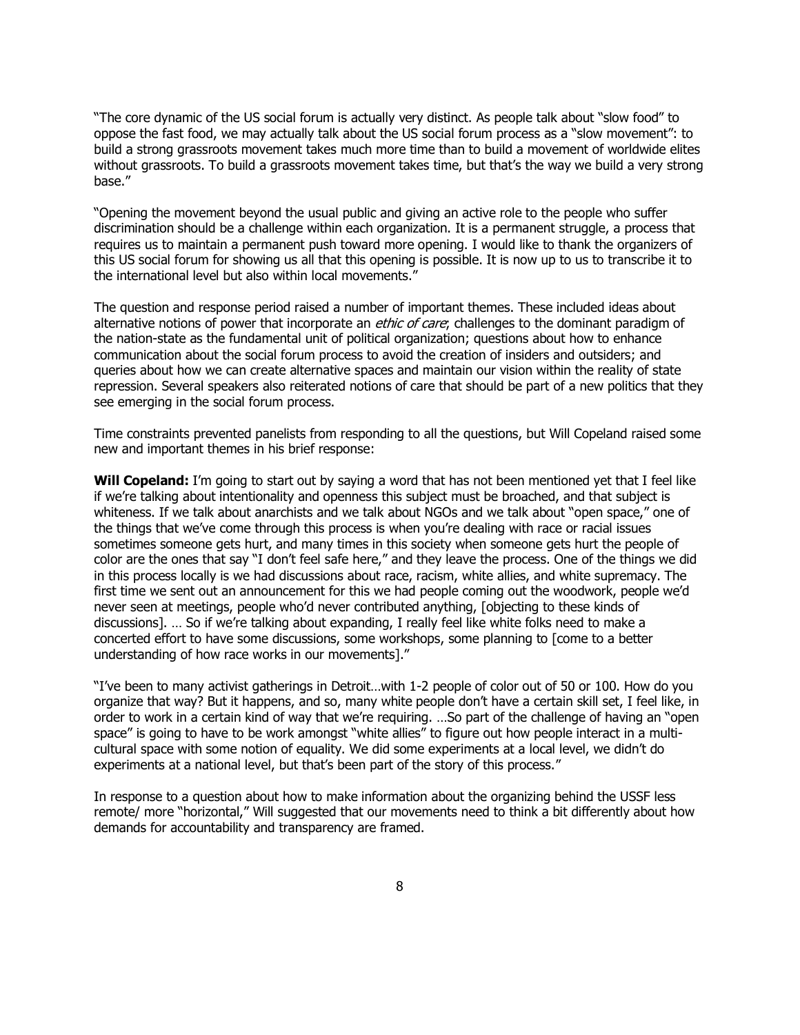"The core dynamic of the US social forum is actually very distinct. As people talk about "slow food" to oppose the fast food, we may actually talk about the US social forum process as a "slow movement": to build a strong grassroots movement takes much more time than to build a movement of worldwide elites without grassroots. To build a grassroots movement takes time, but that's the way we build a very strong base."

"Opening the movement beyond the usual public and giving an active role to the people who suffer discrimination should be a challenge within each organization. It is a permanent struggle, a process that requires us to maintain a permanent push toward more opening. I would like to thank the organizers of this US social forum for showing us all that this opening is possible. It is now up to us to transcribe it to the international level but also within local movements."

The question and response period raised a number of important themes. These included ideas about alternative notions of power that incorporate an *ethic of care*; challenges to the dominant paradigm of the nation-state as the fundamental unit of political organization; questions about how to enhance communication about the social forum process to avoid the creation of insiders and outsiders; and queries about how we can create alternative spaces and maintain our vision within the reality of state repression. Several speakers also reiterated notions of care that should be part of a new politics that they see emerging in the social forum process.

Time constraints prevented panelists from responding to all the questions, but Will Copeland raised some new and important themes in his brief response:

**Will Copeland:** I'm going to start out by saying a word that has not been mentioned yet that I feel like if we're talking about intentionality and openness this subject must be broached, and that subject is whiteness. If we talk about anarchists and we talk about NGOs and we talk about "open space," one of the things that we've come through this process is when you're dealing with race or racial issues sometimes someone gets hurt, and many times in this society when someone gets hurt the people of color are the ones that say "I don't feel safe here," and they leave the process. One of the things we did in this process locally is we had discussions about race, racism, white allies, and white supremacy. The first time we sent out an announcement for this we had people coming out the woodwork, people we'd never seen at meetings, people who'd never contributed anything, [objecting to these kinds of discussions]. … So if we're talking about expanding, I really feel like white folks need to make a concerted effort to have some discussions, some workshops, some planning to [come to a better understanding of how race works in our movements]."

"I've been to many activist gatherings in Detroit…with 1-2 people of color out of 50 or 100. How do you organize that way? But it happens, and so, many white people don't have a certain skill set, I feel like, in order to work in a certain kind of way that we're requiring. …So part of the challenge of having an "open space" is going to have to be work amongst "white allies" to figure out how people interact in a multi-cultural space with some notion of equality. We did some experiments at a local level, we didn't do experiments at a national level, but that's been part of the story of this process."

In response to a question about how to make information about the organizing behind the USSF less remote/ more "horizontal," Will suggested that our movements need to think a bit differently about how demands for accountability and transparency are framed.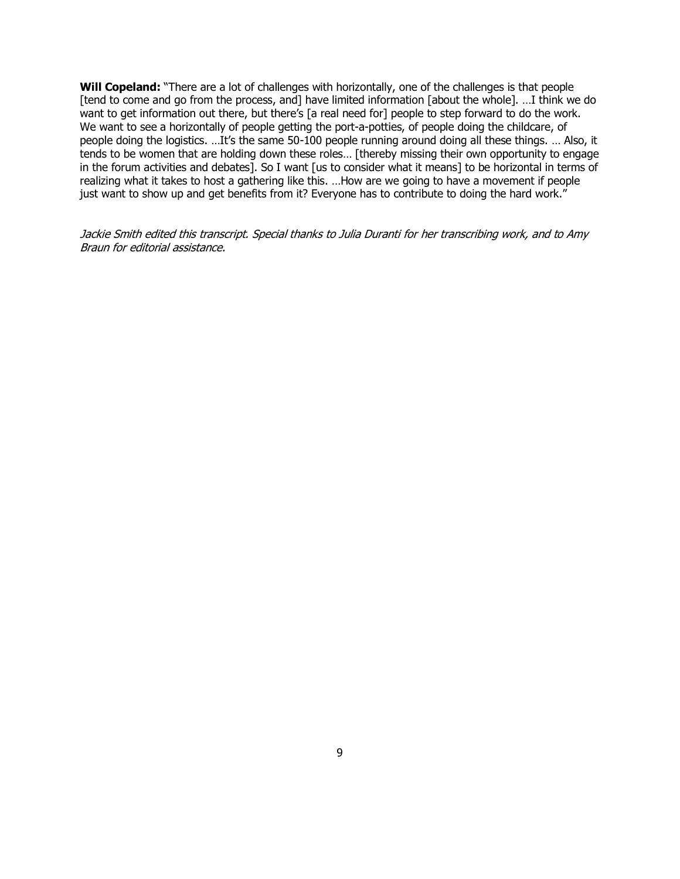**Will Copeland:** "There are a lot of challenges with horizontally, one of the challenges is that people [tend to come and go from the process, and] have limited information [about the whole]. …I think we do want to get information out there, but there's [a real need for] people to step forward to do the work. We want to see a horizontally of people getting the port-a-potties, of people doing the childcare, of people doing the logistics. …It's the same 50-100 people running around doing all these things. … Also, it tends to be women that are holding down these roles… [thereby missing their own opportunity to engage in the forum activities and debates]. So I want [us to consider what it means] to be horizontal in terms of realizing what it takes to host a gathering like this. …How are we going to have a movement if people just want to show up and get benefits from it? Everyone has to contribute to doing the hard work."

*Jackie Smith edited this transcript. Special thanks to Julia Duranti for her transcribing work, and to Amy Braun for editorial assistance.*